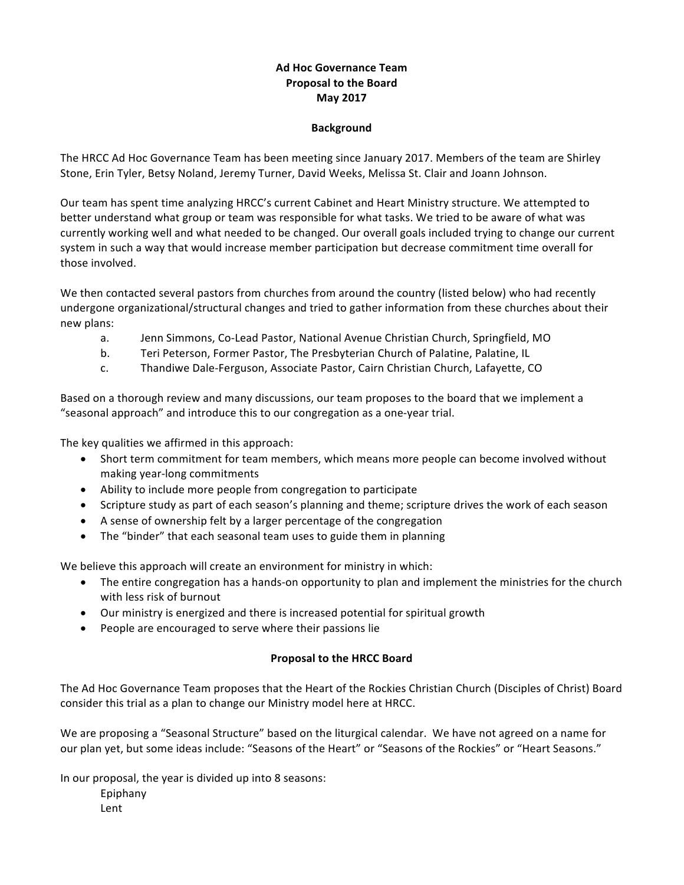**Ad Hoc Governance Team**
**Proposal to the Board**
**May 2017**

## Background

The HRCC Ad Hoc Governance Team has been meeting since January 2017. Members of the team are Shirley Stone, Erin Tyler, Betsy Noland, Jeremy Turner, David Weeks, Melissa St. Clair and Joann Johnson.

Our team has spent time analyzing HRCC's current Cabinet and Heart Ministry structure. We attempted to better understand what group or team was responsible for what tasks. We tried to be aware of what was currently working well and what needed to be changed. Our overall goals included trying to change our current system in such a way that would increase member participation but decrease commitment time overall for those involved.

We then contacted several pastors from churches from around the country (listed below) who had recently undergone organizational/structural changes and tried to gather information from these churches about their new plans:

a. Jenn Simmons, Co-Lead Pastor, National Avenue Christian Church, Springfield, MO
b. Teri Peterson, Former Pastor, The Presbyterian Church of Palatine, Palatine, IL
c. Thandiwe Dale-Ferguson, Associate Pastor, Cairn Christian Church, Lafayette, CO

Based on a thorough review and many discussions, our team proposes to the board that we implement a "seasonal approach" and introduce this to our congregation as a one-year trial.

The key qualities we affirmed in this approach:

- Short term commitment for team members, which means more people can become involved without making year-long commitments
- Ability to include more people from congregation to participate
- Scripture study as part of each season's planning and theme; scripture drives the work of each season
- A sense of ownership felt by a larger percentage of the congregation
- The "binder" that each seasonal team uses to guide them in planning

We believe this approach will create an environment for ministry in which:

- The entire congregation has a hands-on opportunity to plan and implement the ministries for the church with less risk of burnout
- Our ministry is energized and there is increased potential for spiritual growth
- People are encouraged to serve where their passions lie

## Proposal to the HRCC Board

The Ad Hoc Governance Team proposes that the Heart of the Rockies Christian Church (Disciples of Christ) Board consider this trial as a plan to change our Ministry model here at HRCC.

We are proposing a "Seasonal Structure" based on the liturgical calendar. We have not agreed on a name for our plan yet, but some ideas include: "Seasons of the Heart" or "Seasons of the Rockies" or "Heart Seasons."

In our proposal, the year is divided up into 8 seasons:

Epiphany
Lent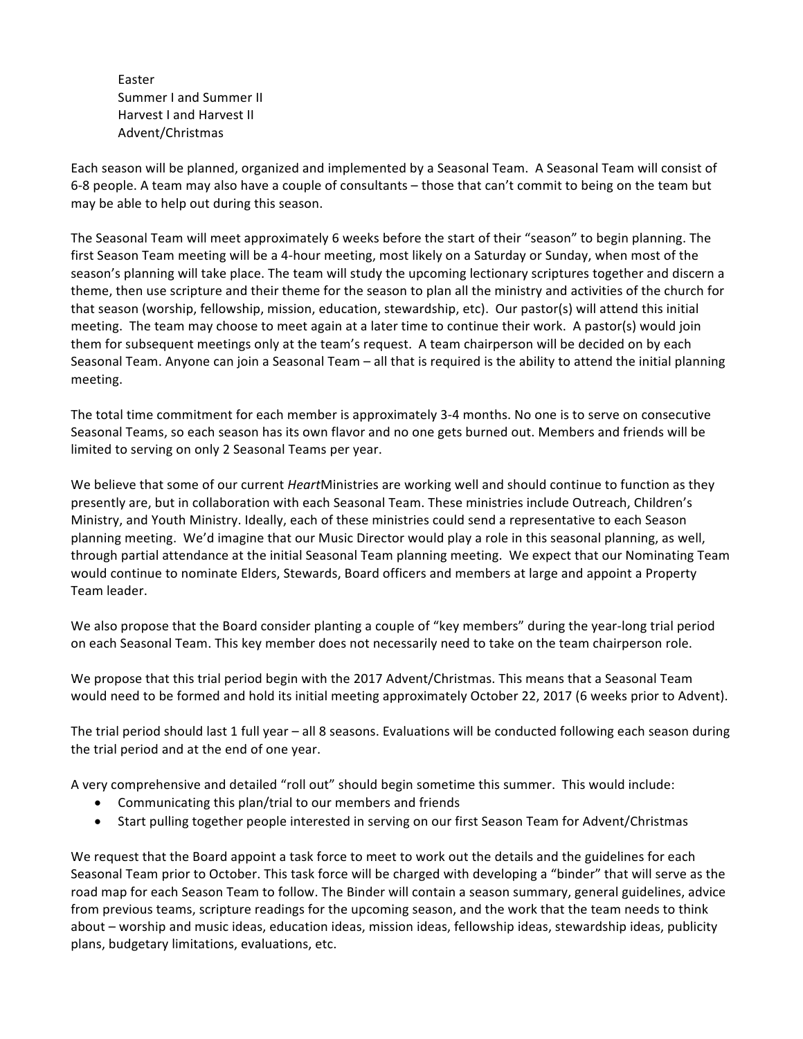Easter
Summer I and Summer II
Harvest I and Harvest II
Advent/Christmas

Each season will be planned, organized and implemented by a Seasonal Team. A Seasonal Team will consist of 6-8 people. A team may also have a couple of consultants – those that can't commit to being on the team but may be able to help out during this season.

The Seasonal Team will meet approximately 6 weeks before the start of their "season" to begin planning. The first Season Team meeting will be a 4-hour meeting, most likely on a Saturday or Sunday, when most of the season's planning will take place. The team will study the upcoming lectionary scriptures together and discern a theme, then use scripture and their theme for the season to plan all the ministry and activities of the church for that season (worship, fellowship, mission, education, stewardship, etc). Our pastor(s) will attend this initial meeting. The team may choose to meet again at a later time to continue their work. A pastor(s) would join them for subsequent meetings only at the team's request. A team chairperson will be decided on by each Seasonal Team. Anyone can join a Seasonal Team – all that is required is the ability to attend the initial planning meeting.

The total time commitment for each member is approximately 3-4 months. No one is to serve on consecutive Seasonal Teams, so each season has its own flavor and no one gets burned out. Members and friends will be limited to serving on only 2 Seasonal Teams per year.

We believe that some of our current *Heart*Ministries are working well and should continue to function as they presently are, but in collaboration with each Seasonal Team. These ministries include Outreach, Children's Ministry, and Youth Ministry. Ideally, each of these ministries could send a representative to each Season planning meeting. We'd imagine that our Music Director would play a role in this seasonal planning, as well, through partial attendance at the initial Seasonal Team planning meeting. We expect that our Nominating Team would continue to nominate Elders, Stewards, Board officers and members at large and appoint a Property Team leader.

We also propose that the Board consider planting a couple of "key members" during the year-long trial period on each Seasonal Team. This key member does not necessarily need to take on the team chairperson role.

We propose that this trial period begin with the 2017 Advent/Christmas. This means that a Seasonal Team would need to be formed and hold its initial meeting approximately October 22, 2017 (6 weeks prior to Advent).

The trial period should last 1 full year – all 8 seasons. Evaluations will be conducted following each season during the trial period and at the end of one year.

A very comprehensive and detailed "roll out" should begin sometime this summer. This would include:

- Communicating this plan/trial to our members and friends
- Start pulling together people interested in serving on our first Season Team for Advent/Christmas

We request that the Board appoint a task force to meet to work out the details and the guidelines for each Seasonal Team prior to October. This task force will be charged with developing a "binder" that will serve as the road map for each Season Team to follow. The Binder will contain a season summary, general guidelines, advice from previous teams, scripture readings for the upcoming season, and the work that the team needs to think about – worship and music ideas, education ideas, mission ideas, fellowship ideas, stewardship ideas, publicity plans, budgetary limitations, evaluations, etc.